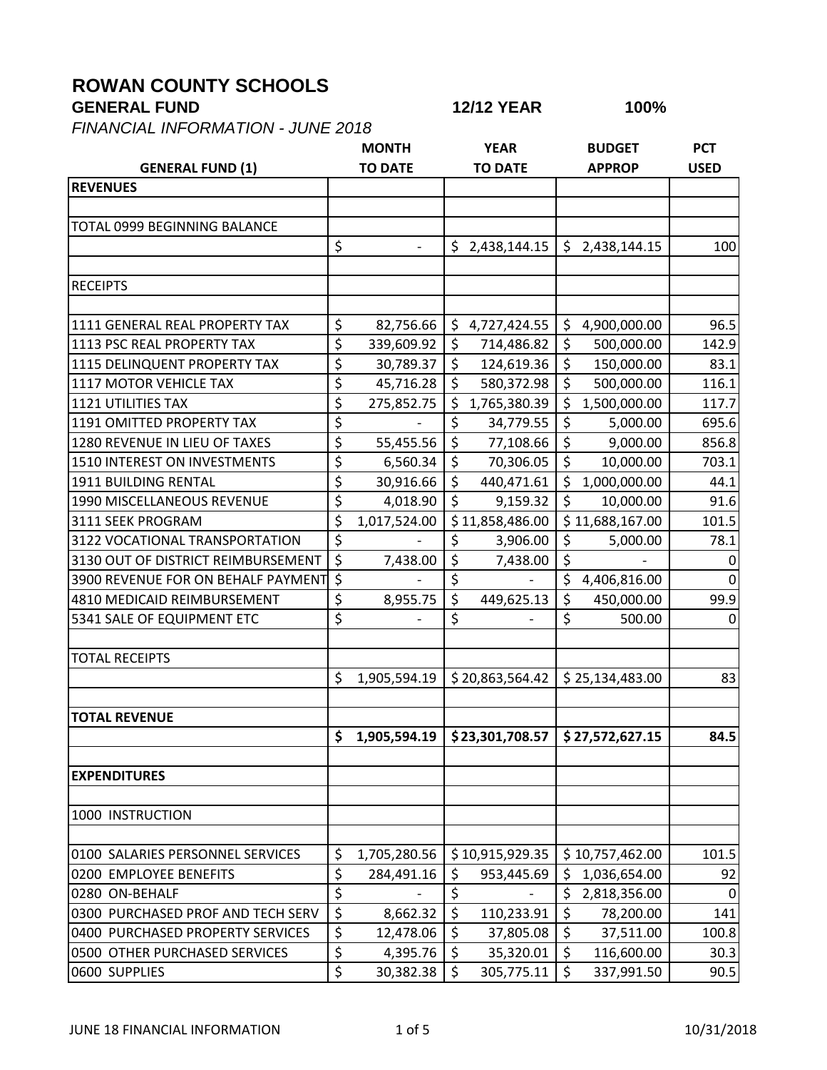# ROWAN COUNTY SCHOOLS

**GENERAL FUND** **12/12 YEAR** **100%**

*FINANCIAL INFORMATION - JUNE 2018*

| GENERAL FUND (1) | MONTH TO DATE | YEAR TO DATE | BUDGET APPROP | PCT USED |
|---|---|---|---|---|
| **REVENUES** | | | | |
| | | | | |
| TOTAL 0999 BEGINNING BALANCE | | | | |
| | $ - | $ 2,438,144.15 | $ 2,438,144.15 | 100 |
| | | | | |
| RECEIPTS | | | | |
| | | | | |
| 1111 GENERAL REAL PROPERTY TAX | $ 82,756.66 | $ 4,727,424.55 | $ 4,900,000.00 | 96.5 |
| 1113 PSC REAL PROPERTY TAX | $ 339,609.92 | $ 714,486.82 | $ 500,000.00 | 142.9 |
| 1115 DELINQUENT PROPERTY TAX | $ 30,789.37 | $ 124,619.36 | $ 150,000.00 | 83.1 |
| 1117 MOTOR VEHICLE TAX | $ 45,716.28 | $ 580,372.98 | $ 500,000.00 | 116.1 |
| 1121 UTILITIES TAX | $ 275,852.75 | $ 1,765,380.39 | $ 1,500,000.00 | 117.7 |
| 1191 OMITTED PROPERTY TAX | $ - | $ 34,779.55 | $ 5,000.00 | 695.6 |
| 1280 REVENUE IN LIEU OF TAXES | $ 55,455.56 | $ 77,108.66 | $ 9,000.00 | 856.8 |
| 1510 INTEREST ON INVESTMENTS | $ 6,560.34 | $ 70,306.05 | $ 10,000.00 | 703.1 |
| 1911 BUILDING RENTAL | $ 30,916.66 | $ 440,471.61 | $ 1,000,000.00 | 44.1 |
| 1990 MISCELLANEOUS REVENUE | $ 4,018.90 | $ 9,159.32 | $ 10,000.00 | 91.6 |
| 3111 SEEK PROGRAM | $ 1,017,524.00 | $ 11,858,486.00 | $ 11,688,167.00 | 101.5 |
| 3122 VOCATIONAL TRANSPORTATION | $ - | $ 3,906.00 | $ 5,000.00 | 78.1 |
| 3130 OUT OF DISTRICT REIMBURSEMENT | $ 7,438.00 | $ 7,438.00 | $ - | 0 |
| 3900 REVENUE FOR ON BEHALF PAYMENT | $ - | $ - | $ 4,406,816.00 | 0 |
| 4810 MEDICAID REIMBURSEMENT | $ 8,955.75 | $ 449,625.13 | $ 450,000.00 | 99.9 |
| 5341 SALE OF EQUIPMENT ETC | $ - | $ - | $ 500.00 | 0 |
| | | | | |
| TOTAL RECEIPTS | | | | |
| | $ 1,905,594.19 | $ 20,863,564.42 | $ 25,134,483.00 | 83 |
| | | | | |
| **TOTAL REVENUE** | | | | |
| | **$ 1,905,594.19** | **$ 23,301,708.57** | **$ 27,572,627.15** | **84.5** |
| | | | | |
| **EXPENDITURES** | | | | |
| | | | | |
| 1000 INSTRUCTION | | | | |
| | | | | |
| 0100 SALARIES PERSONNEL SERVICES | $ 1,705,280.56 | $ 10,915,929.35 | $ 10,757,462.00 | 101.5 |
| 0200 EMPLOYEE BENEFITS | $ 284,491.16 | $ 953,445.69 | $ 1,036,654.00 | 92 |
| 0280 ON-BEHALF | $ - | $ - | $ 2,818,356.00 | 0 |
| 0300 PURCHASED PROF AND TECH SERV | $ 8,662.32 | $ 110,233.91 | $ 78,200.00 | 141 |
| 0400 PURCHASED PROPERTY SERVICES | $ 12,478.06 | $ 37,805.08 | $ 37,511.00 | 100.8 |
| 0500 OTHER PURCHASED SERVICES | $ 4,395.76 | $ 35,320.01 | $ 116,600.00 | 30.3 |
| 0600 SUPPLIES | $ 30,382.38 | $ 305,775.11 | $ 337,991.50 | 90.5 |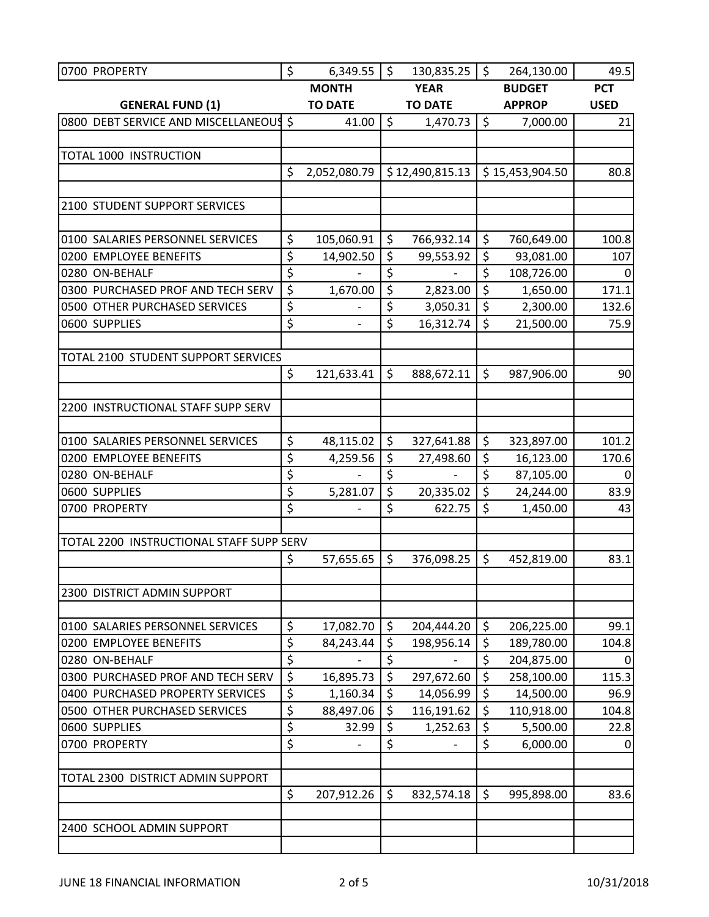| | | | | |
|---|---|---|---|---|
| 0700 PROPERTY | $ 6,349.55 | $ 130,835.25 | $ 264,130.00 | 49.5 |
| **GENERAL FUND (1)** | **MONTH TO DATE** | **YEAR TO DATE** | **BUDGET APPROP** | **PCT USED** |
| 0800 DEBT SERVICE AND MISCELLANEOUS | $ 41.00 | $ 1,470.73 | $ 7,000.00 | 21 |
| | | | | |
| TOTAL 1000 INSTRUCTION | | | | |
| | $ 2,052,080.79 | $ 12,490,815.13 | $ 15,453,904.50 | 80.8 |
| | | | | |
| 2100 STUDENT SUPPORT SERVICES | | | | |
| | | | | |
| 0100 SALARIES PERSONNEL SERVICES | $ 105,060.91 | $ 766,932.14 | $ 760,649.00 | 100.8 |
| 0200 EMPLOYEE BENEFITS | $ 14,902.50 | $ 99,553.92 | $ 93,081.00 | 107 |
| 0280 ON-BEHALF | $ - | $ - | $ 108,726.00 | 0 |
| 0300 PURCHASED PROF AND TECH SERV | $ 1,670.00 | $ 2,823.00 | $ 1,650.00 | 171.1 |
| 0500 OTHER PURCHASED SERVICES | $ - | $ 3,050.31 | $ 2,300.00 | 132.6 |
| 0600 SUPPLIES | $ - | $ 16,312.74 | $ 21,500.00 | 75.9 |
| | | | | |
| TOTAL 2100 STUDENT SUPPORT SERVICES | | | | |
| | $ 121,633.41 | $ 888,672.11 | $ 987,906.00 | 90 |
| | | | | |
| 2200 INSTRUCTIONAL STAFF SUPP SERV | | | | |
| | | | | |
| 0100 SALARIES PERSONNEL SERVICES | $ 48,115.02 | $ 327,641.88 | $ 323,897.00 | 101.2 |
| 0200 EMPLOYEE BENEFITS | $ 4,259.56 | $ 27,498.60 | $ 16,123.00 | 170.6 |
| 0280 ON-BEHALF | $ - | $ - | $ 87,105.00 | 0 |
| 0600 SUPPLIES | $ 5,281.07 | $ 20,335.02 | $ 24,244.00 | 83.9 |
| 0700 PROPERTY | $ - | $ 622.75 | $ 1,450.00 | 43 |
| | | | | |
| TOTAL 2200 INSTRUCTIONAL STAFF SUPP SERV | | | | |
| | $ 57,655.65 | $ 376,098.25 | $ 452,819.00 | 83.1 |
| | | | | |
| 2300 DISTRICT ADMIN SUPPORT | | | | |
| | | | | |
| 0100 SALARIES PERSONNEL SERVICES | $ 17,082.70 | $ 204,444.20 | $ 206,225.00 | 99.1 |
| 0200 EMPLOYEE BENEFITS | $ 84,243.44 | $ 198,956.14 | $ 189,780.00 | 104.8 |
| 0280 ON-BEHALF | $ - | $ - | $ 204,875.00 | 0 |
| 0300 PURCHASED PROF AND TECH SERV | $ 16,895.73 | $ 297,672.60 | $ 258,100.00 | 115.3 |
| 0400 PURCHASED PROPERTY SERVICES | $ 1,160.34 | $ 14,056.99 | $ 14,500.00 | 96.9 |
| 0500 OTHER PURCHASED SERVICES | $ 88,497.06 | $ 116,191.62 | $ 110,918.00 | 104.8 |
| 0600 SUPPLIES | $ 32.99 | $ 1,252.63 | $ 5,500.00 | 22.8 |
| 0700 PROPERTY | $ - | $ - | $ 6,000.00 | 0 |
| | | | | |
| TOTAL 2300 DISTRICT ADMIN SUPPORT | | | | |
| | $ 207,912.26 | $ 832,574.18 | $ 995,898.00 | 83.6 |
| | | | | |
| 2400 SCHOOL ADMIN SUPPORT | | | | |
| | | | | |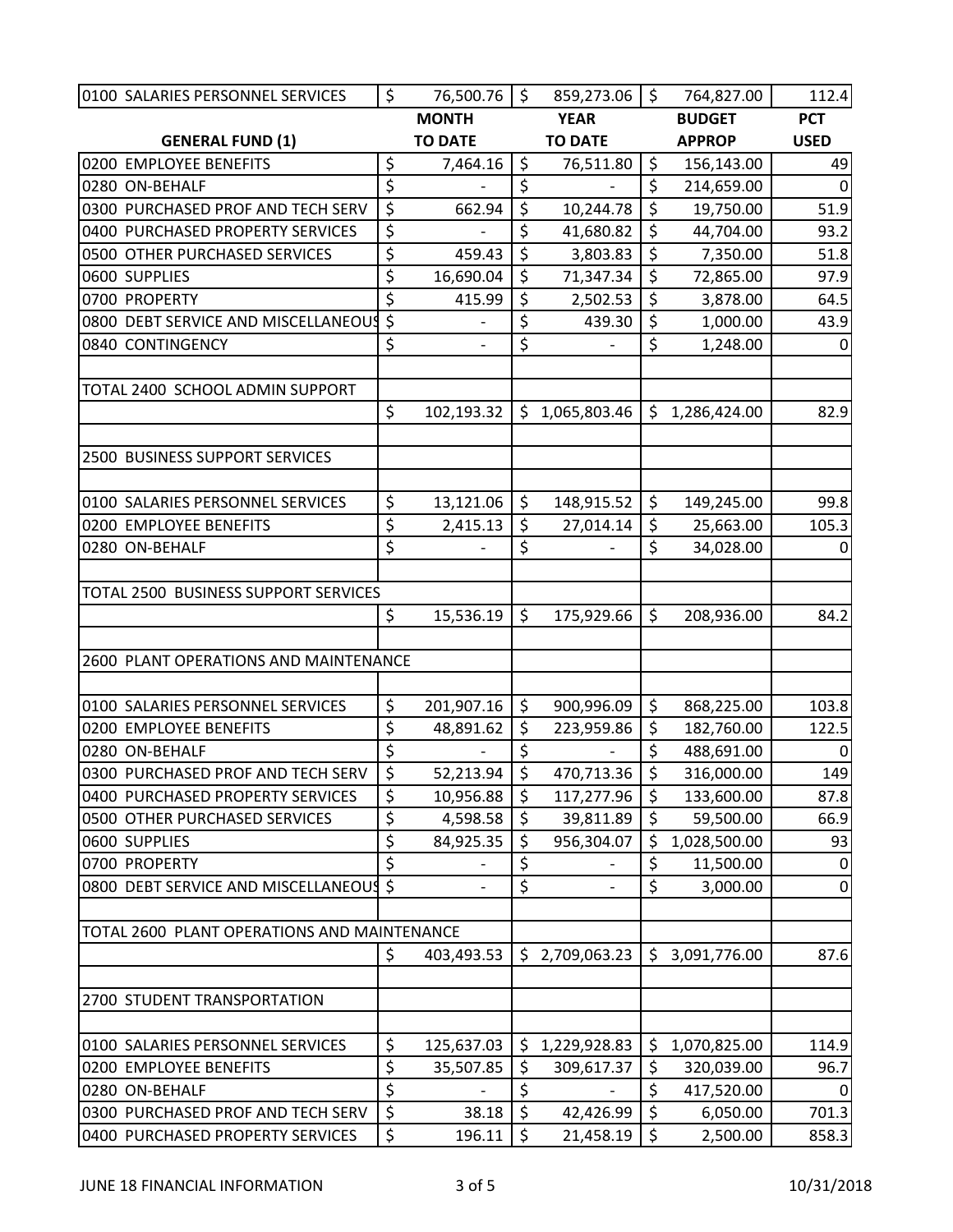| | | | | | | | |
|---|---|---|---|---|---|---|---|
| 0100 SALARIES PERSONNEL SERVICES | $ | 76,500.76 | $ | 859,273.06 | $ | 764,827.00 | 112.4 |
| **GENERAL FUND (1)** | | **MONTH TO DATE** | | **YEAR TO DATE** | | **BUDGET APPROP** | **PCT USED** |
| 0200 EMPLOYEE BENEFITS | $ | 7,464.16 | $ | 76,511.80 | $ | 156,143.00 | 49 |
| 0280 ON-BEHALF | $ | - | $ | - | $ | 214,659.00 | 0 |
| 0300 PURCHASED PROF AND TECH SERV | $ | 662.94 | $ | 10,244.78 | $ | 19,750.00 | 51.9 |
| 0400 PURCHASED PROPERTY SERVICES | $ | - | $ | 41,680.82 | $ | 44,704.00 | 93.2 |
| 0500 OTHER PURCHASED SERVICES | $ | 459.43 | $ | 3,803.83 | $ | 7,350.00 | 51.8 |
| 0600 SUPPLIES | $ | 16,690.04 | $ | 71,347.34 | $ | 72,865.00 | 97.9 |
| 0700 PROPERTY | $ | 415.99 | $ | 2,502.53 | $ | 3,878.00 | 64.5 |
| 0800 DEBT SERVICE AND MISCELLANEOUS | $ | - | $ | 439.30 | $ | 1,000.00 | 43.9 |
| 0840 CONTINGENCY | $ | - | $ | - | $ | 1,248.00 | 0 |
| | | | | | | | |
| TOTAL 2400 SCHOOL ADMIN SUPPORT | | | | | | | |
| | $ | 102,193.32 | $ | 1,065,803.46 | $ | 1,286,424.00 | 82.9 |
| | | | | | | | |
| 2500 BUSINESS SUPPORT SERVICES | | | | | | | |
| | | | | | | | |
| 0100 SALARIES PERSONNEL SERVICES | $ | 13,121.06 | $ | 148,915.52 | $ | 149,245.00 | 99.8 |
| 0200 EMPLOYEE BENEFITS | $ | 2,415.13 | $ | 27,014.14 | $ | 25,663.00 | 105.3 |
| 0280 ON-BEHALF | $ | - | $ | - | $ | 34,028.00 | 0 |
| | | | | | | | |
| TOTAL 2500 BUSINESS SUPPORT SERVICES | | | | | | | |
| | $ | 15,536.19 | $ | 175,929.66 | $ | 208,936.00 | 84.2 |
| | | | | | | | |
| 2600 PLANT OPERATIONS AND MAINTENANCE | | | | | | | |
| | | | | | | | |
| 0100 SALARIES PERSONNEL SERVICES | $ | 201,907.16 | $ | 900,996.09 | $ | 868,225.00 | 103.8 |
| 0200 EMPLOYEE BENEFITS | $ | 48,891.62 | $ | 223,959.86 | $ | 182,760.00 | 122.5 |
| 0280 ON-BEHALF | $ | - | $ | - | $ | 488,691.00 | 0 |
| 0300 PURCHASED PROF AND TECH SERV | $ | 52,213.94 | $ | 470,713.36 | $ | 316,000.00 | 149 |
| 0400 PURCHASED PROPERTY SERVICES | $ | 10,956.88 | $ | 117,277.96 | $ | 133,600.00 | 87.8 |
| 0500 OTHER PURCHASED SERVICES | $ | 4,598.58 | $ | 39,811.89 | $ | 59,500.00 | 66.9 |
| 0600 SUPPLIES | $ | 84,925.35 | $ | 956,304.07 | $ | 1,028,500.00 | 93 |
| 0700 PROPERTY | $ | - | $ | - | $ | 11,500.00 | 0 |
| 0800 DEBT SERVICE AND MISCELLANEOUS | $ | - | $ | - | $ | 3,000.00 | 0 |
| | | | | | | | |
| TOTAL 2600 PLANT OPERATIONS AND MAINTENANCE | | | | | | | |
| | $ | 403,493.53 | $ | 2,709,063.23 | $ | 3,091,776.00 | 87.6 |
| | | | | | | | |
| 2700 STUDENT TRANSPORTATION | | | | | | | |
| | | | | | | | |
| 0100 SALARIES PERSONNEL SERVICES | $ | 125,637.03 | $ | 1,229,928.83 | $ | 1,070,825.00 | 114.9 |
| 0200 EMPLOYEE BENEFITS | $ | 35,507.85 | $ | 309,617.37 | $ | 320,039.00 | 96.7 |
| 0280 ON-BEHALF | $ | - | $ | - | $ | 417,520.00 | 0 |
| 0300 PURCHASED PROF AND TECH SERV | $ | 38.18 | $ | 42,426.99 | $ | 6,050.00 | 701.3 |
| 0400 PURCHASED PROPERTY SERVICES | $ | 196.11 | $ | 21,458.19 | $ | 2,500.00 | 858.3 |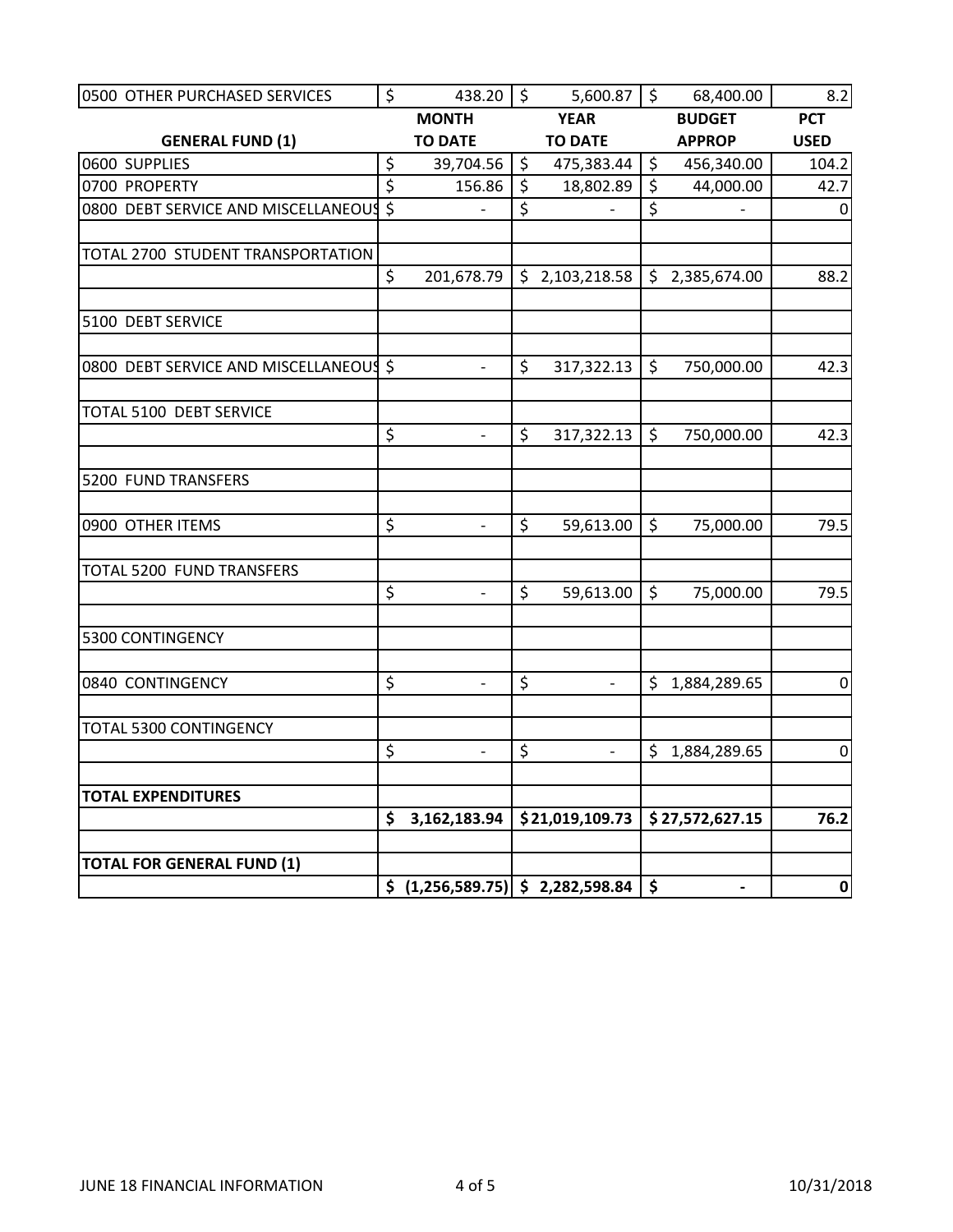| | | | | |
|---|---|---|---|---|
| 0500 OTHER PURCHASED SERVICES | $ 438.20 | $ 5,600.87 | $ 68,400.00 | 8.2 |
| | **MONTH** | **YEAR** | **BUDGET** | **PCT** |
| **GENERAL FUND (1)** | **TO DATE** | **TO DATE** | **APPROP** | **USED** |
| 0600 SUPPLIES | $ 39,704.56 | $ 475,383.44 | $ 456,340.00 | 104.2 |
| 0700 PROPERTY | $ 156.86 | $ 18,802.89 | $ 44,000.00 | 42.7 |
| 0800 DEBT SERVICE AND MISCELLANEOUS | $ - | $ - | $ - | 0 |
| | | | | |
| TOTAL 2700 STUDENT TRANSPORTATION | | | | |
| | $ 201,678.79 | $ 2,103,218.58 | $ 2,385,674.00 | 88.2 |
| | | | | |
| 5100 DEBT SERVICE | | | | |
| | | | | |
| 0800 DEBT SERVICE AND MISCELLANEOUS | $ - | $ 317,322.13 | $ 750,000.00 | 42.3 |
| | | | | |
| TOTAL 5100 DEBT SERVICE | | | | |
| | $ - | $ 317,322.13 | $ 750,000.00 | 42.3 |
| | | | | |
| 5200 FUND TRANSFERS | | | | |
| | | | | |
| 0900 OTHER ITEMS | $ - | $ 59,613.00 | $ 75,000.00 | 79.5 |
| | | | | |
| TOTAL 5200 FUND TRANSFERS | | | | |
| | $ - | $ 59,613.00 | $ 75,000.00 | 79.5 |
| | | | | |
| 5300 CONTINGENCY | | | | |
| | | | | |
| 0840 CONTINGENCY | $ - | $ - | $ 1,884,289.65 | 0 |
| | | | | |
| TOTAL 5300 CONTINGENCY | | | | |
| | $ - | $ - | $ 1,884,289.65 | 0 |
| | | | | |
| **TOTAL EXPENDITURES** | | | | |
| | **$ 3,162,183.94** | **$ 21,019,109.73** | **$ 27,572,627.15** | **76.2** |
| | | | | |
| **TOTAL FOR GENERAL FUND (1)** | | | | |
| | **$ (1,256,589.75)** | **$ 2,282,598.84** | **$ -** | **0** |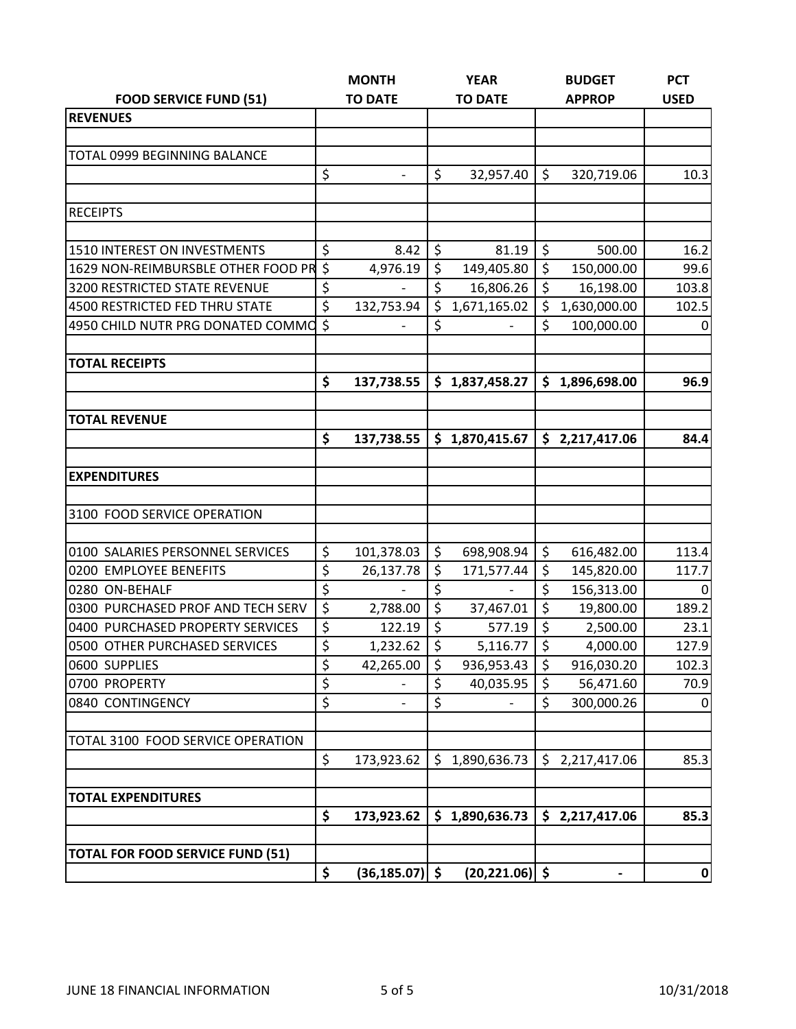| FOOD SERVICE FUND (51) | MONTH TO DATE | YEAR TO DATE | BUDGET APPROP | PCT USED |
|---|---|---|---|---|
| **REVENUES** | | | | |
| | | | | |
| TOTAL 0999 BEGINNING BALANCE | | | | |
| | $ - | $ 32,957.40 | $ 320,719.06 | 10.3 |
| | | | | |
| RECEIPTS | | | | |
| | | | | |
| 1510 INTEREST ON INVESTMENTS | $ 8.42 | $ 81.19 | $ 500.00 | 16.2 |
| 1629 NON-REIMBURSBLE OTHER FOOD PR | $ 4,976.19 | $ 149,405.80 | $ 150,000.00 | 99.6 |
| 3200 RESTRICTED STATE REVENUE | $ - | $ 16,806.26 | $ 16,198.00 | 103.8 |
| 4500 RESTRICTED FED THRU STATE | $ 132,753.94 | $ 1,671,165.02 | $ 1,630,000.00 | 102.5 |
| 4950 CHILD NUTR PRG DONATED COMMO | $ - | $ - | $ 100,000.00 | 0 |
| | | | | |
| **TOTAL RECEIPTS** | | | | |
| | **$ 137,738.55** | **$ 1,837,458.27** | **$ 1,896,698.00** | **96.9** |
| | | | | |
| **TOTAL REVENUE** | | | | |
| | **$ 137,738.55** | **$ 1,870,415.67** | **$ 2,217,417.06** | **84.4** |
| | | | | |
| **EXPENDITURES** | | | | |
| | | | | |
| 3100 FOOD SERVICE OPERATION | | | | |
| | | | | |
| 0100 SALARIES PERSONNEL SERVICES | $ 101,378.03 | $ 698,908.94 | $ 616,482.00 | 113.4 |
| 0200 EMPLOYEE BENEFITS | $ 26,137.78 | $ 171,577.44 | $ 145,820.00 | 117.7 |
| 0280 ON-BEHALF | $ - | $ - | $ 156,313.00 | 0 |
| 0300 PURCHASED PROF AND TECH SERV | $ 2,788.00 | $ 37,467.01 | $ 19,800.00 | 189.2 |
| 0400 PURCHASED PROPERTY SERVICES | $ 122.19 | $ 577.19 | $ 2,500.00 | 23.1 |
| 0500 OTHER PURCHASED SERVICES | $ 1,232.62 | $ 5,116.77 | $ 4,000.00 | 127.9 |
| 0600 SUPPLIES | $ 42,265.00 | $ 936,953.43 | $ 916,030.20 | 102.3 |
| 0700 PROPERTY | $ - | $ 40,035.95 | $ 56,471.60 | 70.9 |
| 0840 CONTINGENCY | $ - | $ - | $ 300,000.26 | 0 |
| | | | | |
| TOTAL 3100 FOOD SERVICE OPERATION | | | | |
| | $ 173,923.62 | $ 1,890,636.73 | $ 2,217,417.06 | 85.3 |
| | | | | |
| **TOTAL EXPENDITURES** | | | | |
| | **$ 173,923.62** | **$ 1,890,636.73** | **$ 2,217,417.06** | **85.3** |
| | | | | |
| **TOTAL FOR FOOD SERVICE FUND (51)** | | | | |
| | **$ (36,185.07)** | **$ (20,221.06)** | **$ -** | **0** |

JUNE 18 FINANCIAL INFORMATION

10/31/2018